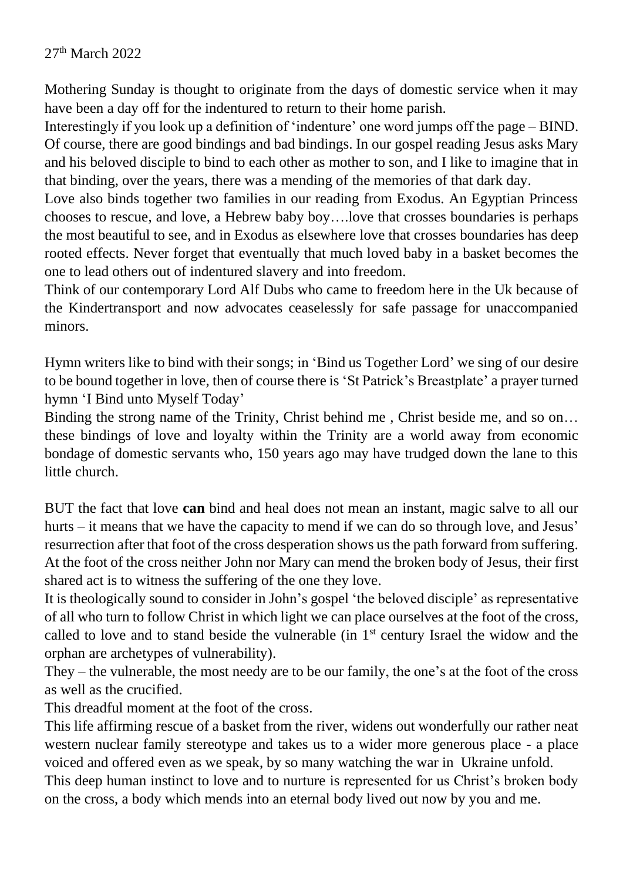27th March 2022

Mothering Sunday is thought to originate from the days of domestic service when it may have been a day off for the indentured to return to their home parish.

Interestingly if you look up a definition of 'indenture' one word jumps off the page – BIND. Of course, there are good bindings and bad bindings. In our gospel reading Jesus asks Mary and his beloved disciple to bind to each other as mother to son, and I like to imagine that in that binding, over the years, there was a mending of the memories of that dark day.

Love also binds together two families in our reading from Exodus. An Egyptian Princess chooses to rescue, and love, a Hebrew baby boy….love that crosses boundaries is perhaps the most beautiful to see, and in Exodus as elsewhere love that crosses boundaries has deep rooted effects. Never forget that eventually that much loved baby in a basket becomes the one to lead others out of indentured slavery and into freedom.

Think of our contemporary Lord Alf Dubs who came to freedom here in the Uk because of the Kindertransport and now advocates ceaselessly for safe passage for unaccompanied minors.

Hymn writers like to bind with their songs; in 'Bind us Together Lord' we sing of our desire to be bound together in love, then of course there is 'St Patrick's Breastplate' a prayer turned hymn 'I Bind unto Myself Today'

Binding the strong name of the Trinity, Christ behind me , Christ beside me, and so on… these bindings of love and loyalty within the Trinity are a world away from economic bondage of domestic servants who, 150 years ago may have trudged down the lane to this little church.

BUT the fact that love **can** bind and heal does not mean an instant, magic salve to all our hurts – it means that we have the capacity to mend if we can do so through love, and Jesus' resurrection after that foot of the cross desperation shows us the path forward from suffering.

At the foot of the cross neither John nor Mary can mend the broken body of Jesus, their first shared act is to witness the suffering of the one they love.

It is theologically sound to consider in John's gospel 'the beloved disciple' as representative of all who turn to follow Christ in which light we can place ourselves at the foot of the cross, called to love and to stand beside the vulnerable (in 1st century Israel the widow and the orphan are archetypes of vulnerability).

They – the vulnerable, the most needy are to be our family, the one's at the foot of the cross as well as the crucified.

This dreadful moment at the foot of the cross.

This life affirming rescue of a basket from the river, widens out wonderfully our rather neat western nuclear family stereotype and takes us to a wider more generous place - a place voiced and offered even as we speak, by so many watching the war in Ukraine unfold.

This deep human instinct to love and to nurture is represented for us Christ's broken body on the cross, a body which mends into an eternal body lived out now by you and me.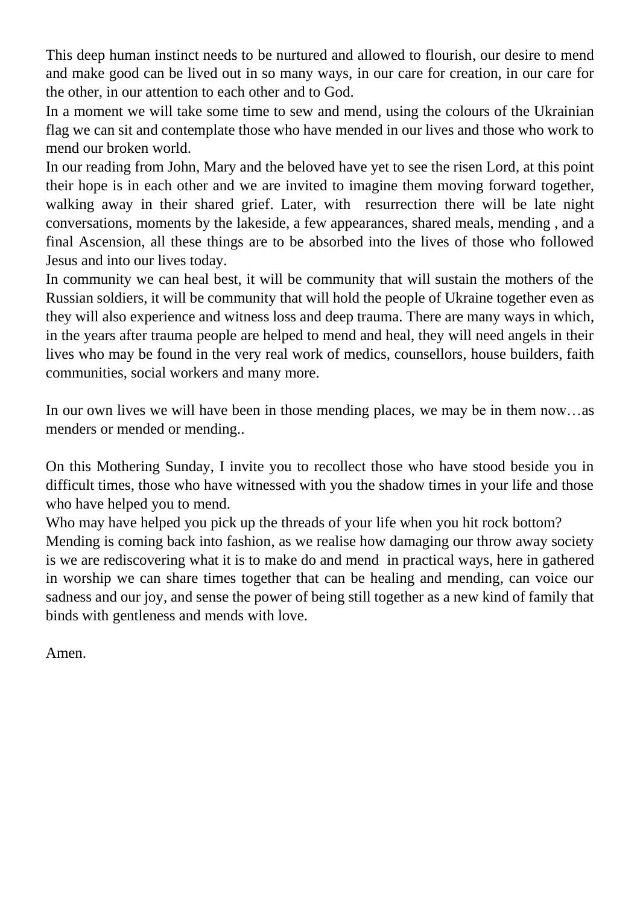This deep human instinct needs to be nurtured and allowed to flourish, our desire to mend and make good can be lived out in so many ways, in our care for creation, in our care for the other, in our attention to each other and to God.

In a moment we will take some time to sew and mend, using the colours of the Ukrainian flag we can sit and contemplate those who have mended in our lives and those who work to mend our broken world.

In our reading from John, Mary and the beloved have yet to see the risen Lord, at this point their hope is in each other and we are invited to imagine them moving forward together, walking away in their shared grief. Later, with resurrection there will be late night conversations, moments by the lakeside, a few appearances, shared meals, mending , and a final Ascension, all these things are to be absorbed into the lives of those who followed Jesus and into our lives today.

In community we can heal best, it will be community that will sustain the mothers of the Russian soldiers, it will be community that will hold the people of Ukraine together even as they will also experience and witness loss and deep trauma. There are many ways in which, in the years after trauma people are helped to mend and heal, they will need angels in their lives who may be found in the very real work of medics, counsellors, house builders, faith communities, social workers and many more.

In our own lives we will have been in those mending places, we may be in them now…as menders or mended or mending..

On this Mothering Sunday, I invite you to recollect those who have stood beside you in difficult times, those who have witnessed with you the shadow times in your life and those who have helped you to mend.

Who may have helped you pick up the threads of your life when you hit rock bottom?

Mending is coming back into fashion, as we realise how damaging our throw away society is we are rediscovering what it is to make do and mend in practical ways, here in gathered in worship we can share times together that can be healing and mending, can voice our sadness and our joy, and sense the power of being still together as a new kind of family that binds with gentleness and mends with love.

Amen.